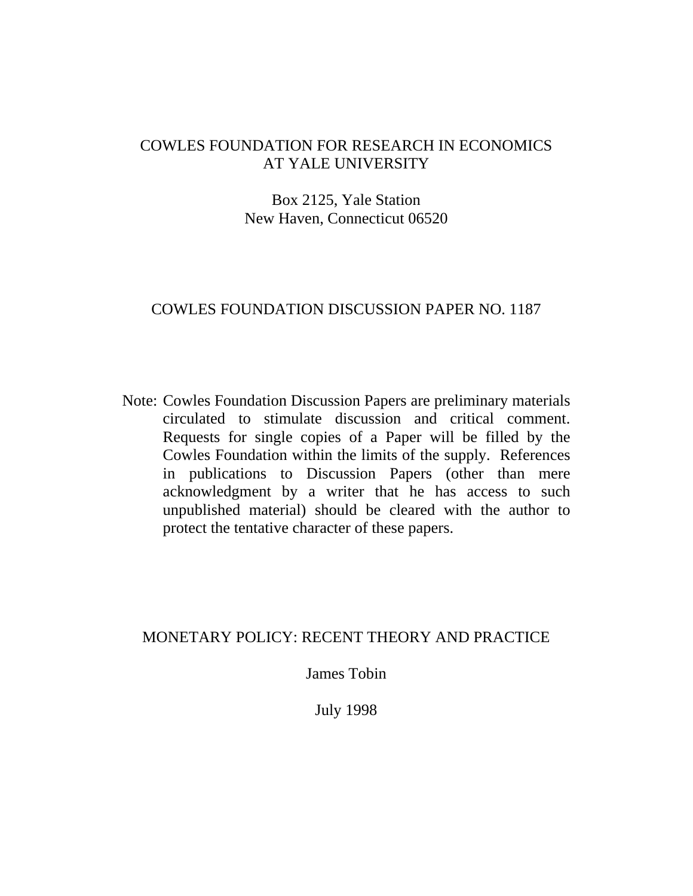COWLES FOUNDATION FOR RESEARCH IN ECONOMICS
AT YALE UNIVERSITY

Box 2125, Yale Station
New Haven, Connecticut 06520

COWLES FOUNDATION DISCUSSION PAPER NO. 1187

Note: Cowles Foundation Discussion Papers are preliminary materials circulated to stimulate discussion and critical comment. Requests for single copies of a Paper will be filled by the Cowles Foundation within the limits of the supply. References in publications to Discussion Papers (other than mere acknowledgment by a writer that he has access to such unpublished material) should be cleared with the author to protect the tentative character of these papers.

# MONETARY POLICY: RECENT THEORY AND PRACTICE

James Tobin

July 1998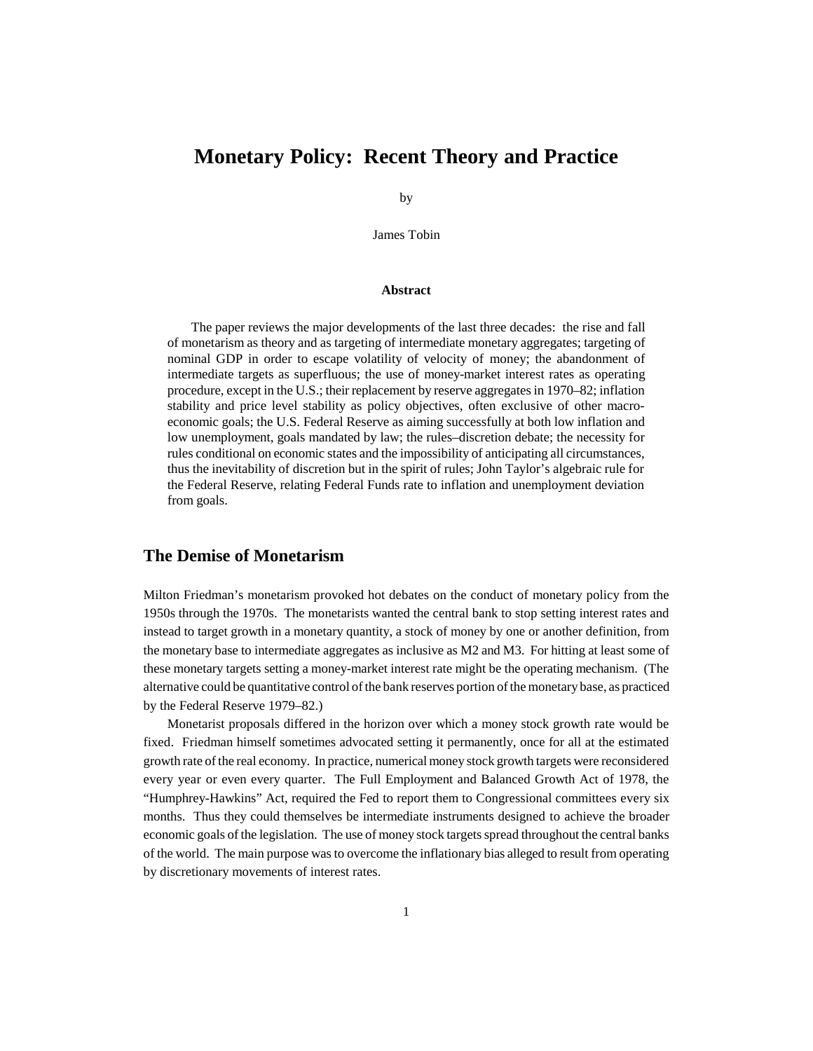# Monetary Policy: Recent Theory and Practice

by

James Tobin

### Abstract

The paper reviews the major developments of the last three decades: the rise and fall of monetarism as theory and as targeting of intermediate monetary aggregates; targeting of nominal GDP in order to escape volatility of velocity of money; the abandonment of intermediate targets as superfluous; the use of money-market interest rates as operating procedure, except in the U.S.; their replacement by reserve aggregates in 1970–82; inflation stability and price level stability as policy objectives, often exclusive of other macro-economic goals; the U.S. Federal Reserve as aiming successfully at both low inflation and low unemployment, goals mandated by law; the rules–discretion debate; the necessity for rules conditional on economic states and the impossibility of anticipating all circumstances, thus the inevitability of discretion but in the spirit of rules; John Taylor's algebraic rule for the Federal Reserve, relating Federal Funds rate to inflation and unemployment deviation from goals.

## The Demise of Monetarism

Milton Friedman's monetarism provoked hot debates on the conduct of monetary policy from the 1950s through the 1970s. The monetarists wanted the central bank to stop setting interest rates and instead to target growth in a monetary quantity, a stock of money by one or another definition, from the monetary base to intermediate aggregates as inclusive as M2 and M3. For hitting at least some of these monetary targets setting a money-market interest rate might be the operating mechanism. (The alternative could be quantitative control of the bank reserves portion of the monetary base, as practiced by the Federal Reserve 1979–82.)

Monetarist proposals differed in the horizon over which a money stock growth rate would be fixed. Friedman himself sometimes advocated setting it permanently, once for all at the estimated growth rate of the real economy. In practice, numerical money stock growth targets were reconsidered every year or even every quarter. The Full Employment and Balanced Growth Act of 1978, the "Humphrey-Hawkins" Act, required the Fed to report them to Congressional committees every six months. Thus they could themselves be intermediate instruments designed to achieve the broader economic goals of the legislation. The use of money stock targets spread throughout the central banks of the world. The main purpose was to overcome the inflationary bias alleged to result from operating by discretionary movements of interest rates.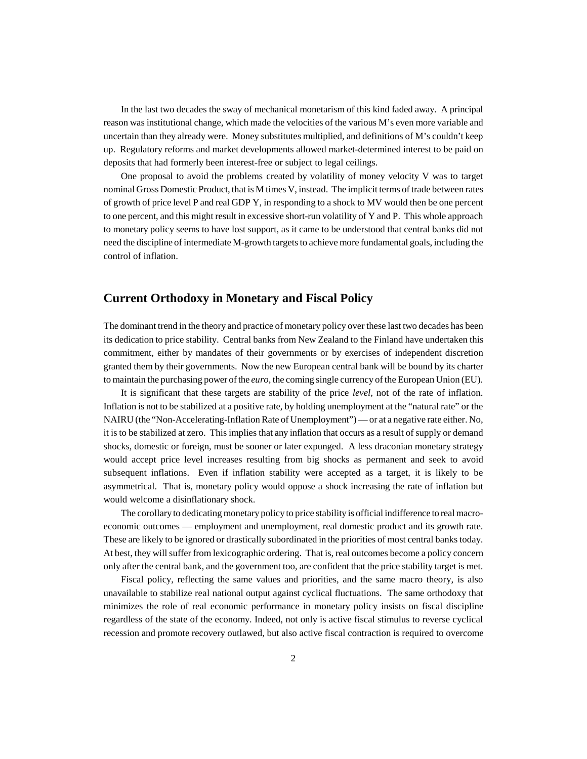In the last two decades the sway of mechanical monetarism of this kind faded away. A principal reason was institutional change, which made the velocities of the various M's even more variable and uncertain than they already were. Money substitutes multiplied, and definitions of M's couldn't keep up. Regulatory reforms and market developments allowed market-determined interest to be paid on deposits that had formerly been interest-free or subject to legal ceilings.

One proposal to avoid the problems created by volatility of money velocity V was to target nominal Gross Domestic Product, that is M times V, instead. The implicit terms of trade between rates of growth of price level P and real GDP Y, in responding to a shock to MV would then be one percent to one percent, and this might result in excessive short-run volatility of Y and P. This whole approach to monetary policy seems to have lost support, as it came to be understood that central banks did not need the discipline of intermediate M-growth targets to achieve more fundamental goals, including the control of inflation.

## Current Orthodoxy in Monetary and Fiscal Policy

The dominant trend in the theory and practice of monetary policy over these last two decades has been its dedication to price stability. Central banks from New Zealand to the Finland have undertaken this commitment, either by mandates of their governments or by exercises of independent discretion granted them by their governments. Now the new European central bank will be bound by its charter to maintain the purchasing power of the *euro*, the coming single currency of the European Union (EU).

It is significant that these targets are stability of the price *level*, not of the rate of inflation. Inflation is not to be stabilized at a positive rate, by holding unemployment at the "natural rate" or the NAIRU (the "Non-Accelerating-Inflation Rate of Unemployment") — or at a negative rate either. No, it is to be stabilized at zero. This implies that any inflation that occurs as a result of supply or demand shocks, domestic or foreign, must be sooner or later expunged. A less draconian monetary strategy would accept price level increases resulting from big shocks as permanent and seek to avoid subsequent inflations. Even if inflation stability were accepted as a target, it is likely to be asymmetrical. That is, monetary policy would oppose a shock increasing the rate of inflation but would welcome a disinflationary shock.

The corollary to dedicating monetary policy to price stability is official indifference to real macro-economic outcomes — employment and unemployment, real domestic product and its growth rate. These are likely to be ignored or drastically subordinated in the priorities of most central banks today. At best, they will suffer from lexicographic ordering. That is, real outcomes become a policy concern only after the central bank, and the government too, are confident that the price stability target is met.

Fiscal policy, reflecting the same values and priorities, and the same macro theory, is also unavailable to stabilize real national output against cyclical fluctuations. The same orthodoxy that minimizes the role of real economic performance in monetary policy insists on fiscal discipline regardless of the state of the economy. Indeed, not only is active fiscal stimulus to reverse cyclical recession and promote recovery outlawed, but also active fiscal contraction is required to overcome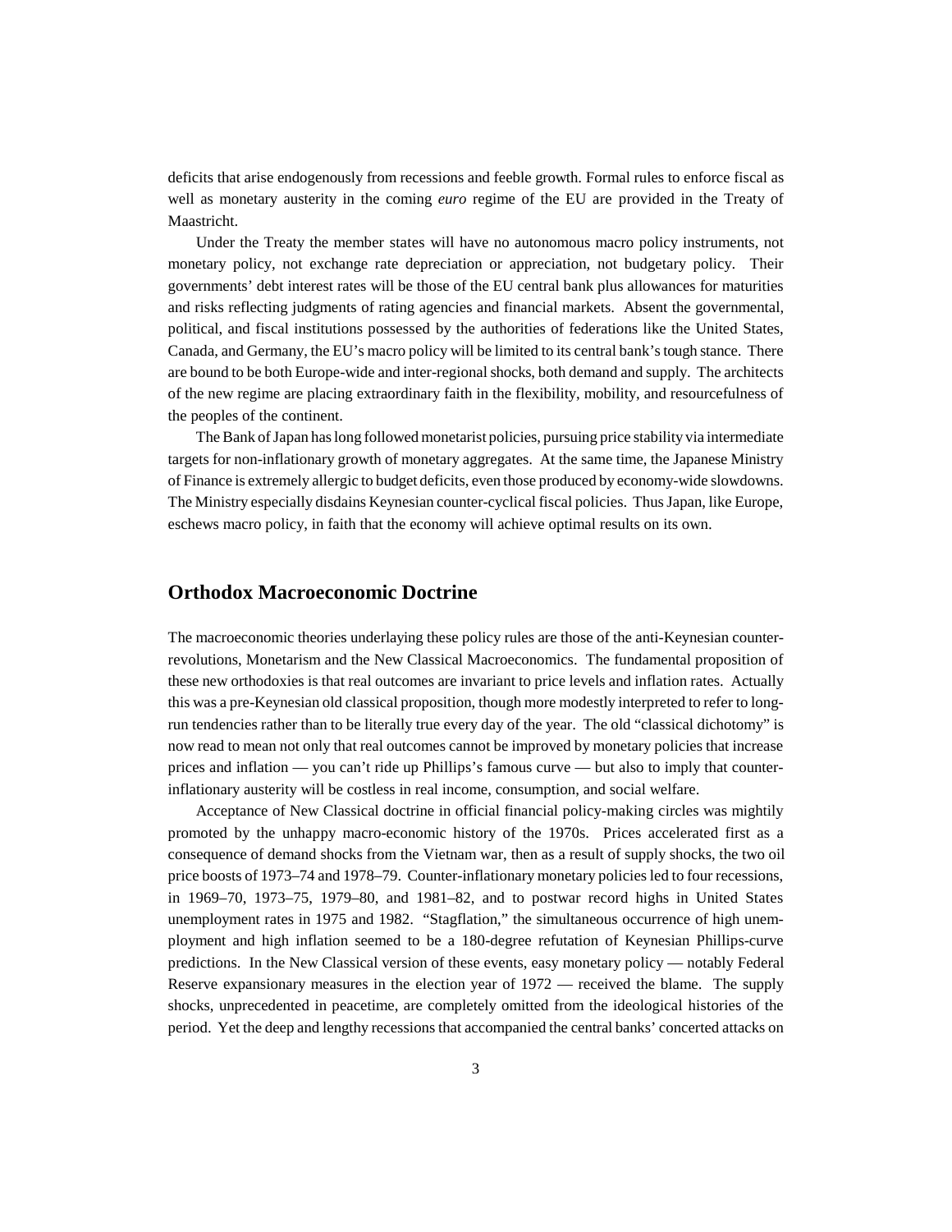deficits that arise endogenously from recessions and feeble growth. Formal rules to enforce fiscal as well as monetary austerity in the coming *euro* regime of the EU are provided in the Treaty of Maastricht.

Under the Treaty the member states will have no autonomous macro policy instruments, not monetary policy, not exchange rate depreciation or appreciation, not budgetary policy. Their governments' debt interest rates will be those of the EU central bank plus allowances for maturities and risks reflecting judgments of rating agencies and financial markets. Absent the governmental, political, and fiscal institutions possessed by the authorities of federations like the United States, Canada, and Germany, the EU's macro policy will be limited to its central bank's tough stance. There are bound to be both Europe-wide and inter-regional shocks, both demand and supply. The architects of the new regime are placing extraordinary faith in the flexibility, mobility, and resourcefulness of the peoples of the continent.

The Bank of Japan has long followed monetarist policies, pursuing price stability via intermediate targets for non-inflationary growth of monetary aggregates. At the same time, the Japanese Ministry of Finance is extremely allergic to budget deficits, even those produced by economy-wide slowdowns. The Ministry especially disdains Keynesian counter-cyclical fiscal policies. Thus Japan, like Europe, eschews macro policy, in faith that the economy will achieve optimal results on its own.

## Orthodox Macroeconomic Doctrine

The macroeconomic theories underlaying these policy rules are those of the anti-Keynesian counter-revolutions, Monetarism and the New Classical Macroeconomics. The fundamental proposition of these new orthodoxies is that real outcomes are invariant to price levels and inflation rates. Actually this was a pre-Keynesian old classical proposition, though more modestly interpreted to refer to long-run tendencies rather than to be literally true every day of the year. The old "classical dichotomy" is now read to mean not only that real outcomes cannot be improved by monetary policies that increase prices and inflation — you can't ride up Phillips's famous curve — but also to imply that counter-inflationary austerity will be costless in real income, consumption, and social welfare.

Acceptance of New Classical doctrine in official financial policy-making circles was mightily promoted by the unhappy macro-economic history of the 1970s. Prices accelerated first as a consequence of demand shocks from the Vietnam war, then as a result of supply shocks, the two oil price boosts of 1973–74 and 1978–79. Counter-inflationary monetary policies led to four recessions, in 1969–70, 1973–75, 1979–80, and 1981–82, and to postwar record highs in United States unemployment rates in 1975 and 1982. "Stagflation," the simultaneous occurrence of high unemployment and high inflation seemed to be a 180-degree refutation of Keynesian Phillips-curve predictions. In the New Classical version of these events, easy monetary policy — notably Federal Reserve expansionary measures in the election year of 1972 — received the blame. The supply shocks, unprecedented in peacetime, are completely omitted from the ideological histories of the period. Yet the deep and lengthy recessions that accompanied the central banks' concerted attacks on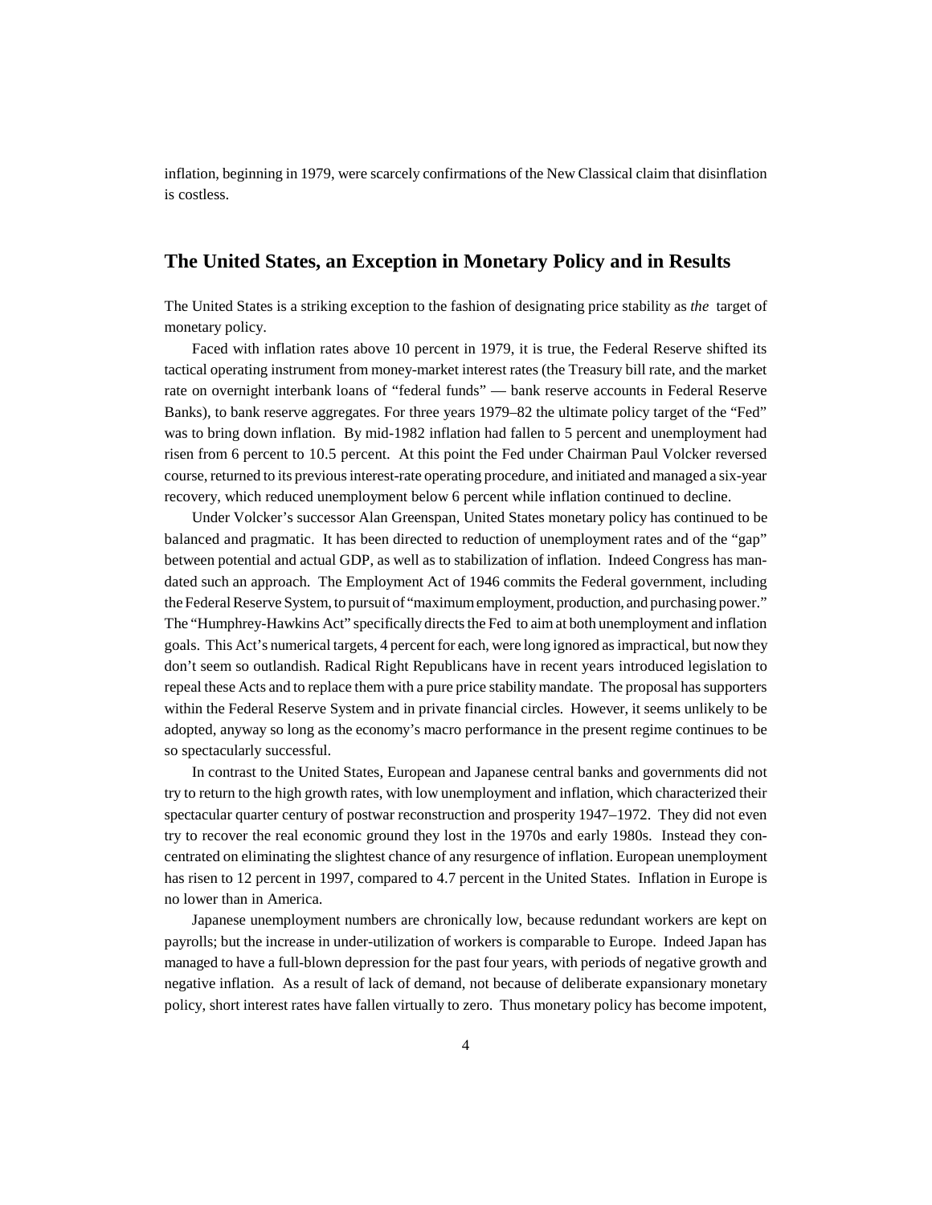inflation, beginning in 1979, were scarcely confirmations of the New Classical claim that disinflation is costless.

## The United States, an Exception in Monetary Policy and in Results

The United States is a striking exception to the fashion of designating price stability as *the* target of monetary policy.

Faced with inflation rates above 10 percent in 1979, it is true, the Federal Reserve shifted its tactical operating instrument from money-market interest rates (the Treasury bill rate, and the market rate on overnight interbank loans of "federal funds" — bank reserve accounts in Federal Reserve Banks), to bank reserve aggregates. For three years 1979–82 the ultimate policy target of the "Fed" was to bring down inflation. By mid-1982 inflation had fallen to 5 percent and unemployment had risen from 6 percent to 10.5 percent. At this point the Fed under Chairman Paul Volcker reversed course, returned to its previous interest-rate operating procedure, and initiated and managed a six-year recovery, which reduced unemployment below 6 percent while inflation continued to decline.

Under Volcker's successor Alan Greenspan, United States monetary policy has continued to be balanced and pragmatic. It has been directed to reduction of unemployment rates and of the "gap" between potential and actual GDP, as well as to stabilization of inflation. Indeed Congress has mandated such an approach. The Employment Act of 1946 commits the Federal government, including the Federal Reserve System, to pursuit of "maximum employment, production, and purchasing power." The "Humphrey-Hawkins Act" specifically directs the Fed to aim at both unemployment and inflation goals. This Act's numerical targets, 4 percent for each, were long ignored as impractical, but now they don't seem so outlandish. Radical Right Republicans have in recent years introduced legislation to repeal these Acts and to replace them with a pure price stability mandate. The proposal has supporters within the Federal Reserve System and in private financial circles. However, it seems unlikely to be adopted, anyway so long as the economy's macro performance in the present regime continues to be so spectacularly successful.

In contrast to the United States, European and Japanese central banks and governments did not try to return to the high growth rates, with low unemployment and inflation, which characterized their spectacular quarter century of postwar reconstruction and prosperity 1947–1972. They did not even try to recover the real economic ground they lost in the 1970s and early 1980s. Instead they concentrated on eliminating the slightest chance of any resurgence of inflation. European unemployment has risen to 12 percent in 1997, compared to 4.7 percent in the United States. Inflation in Europe is no lower than in America.

Japanese unemployment numbers are chronically low, because redundant workers are kept on payrolls; but the increase in under-utilization of workers is comparable to Europe. Indeed Japan has managed to have a full-blown depression for the past four years, with periods of negative growth and negative inflation. As a result of lack of demand, not because of deliberate expansionary monetary policy, short interest rates have fallen virtually to zero. Thus monetary policy has become impotent,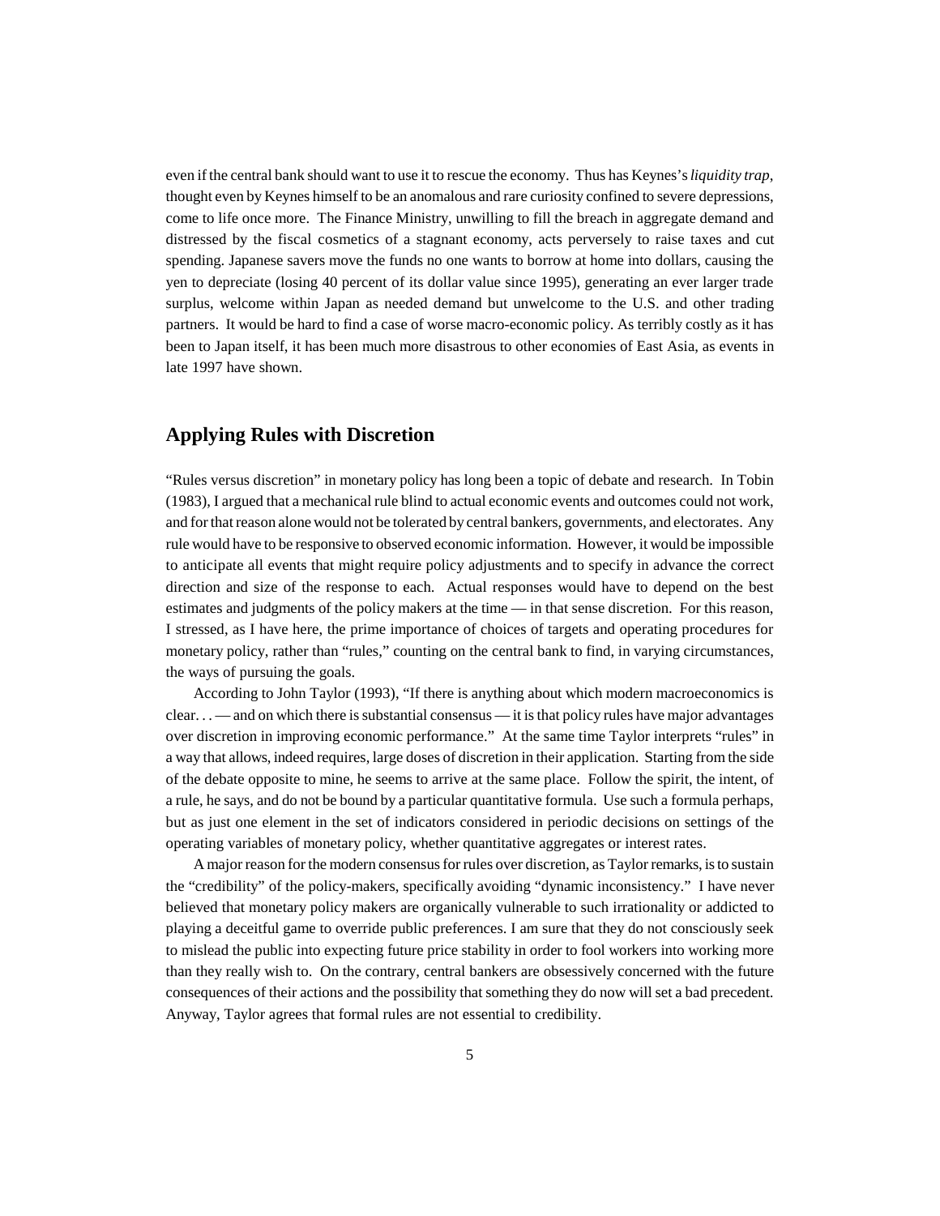even if the central bank should want to use it to rescue the economy. Thus has Keynes's *liquidity trap*, thought even by Keynes himself to be an anomalous and rare curiosity confined to severe depressions, come to life once more. The Finance Ministry, unwilling to fill the breach in aggregate demand and distressed by the fiscal cosmetics of a stagnant economy, acts perversely to raise taxes and cut spending. Japanese savers move the funds no one wants to borrow at home into dollars, causing the yen to depreciate (losing 40 percent of its dollar value since 1995), generating an ever larger trade surplus, welcome within Japan as needed demand but unwelcome to the U.S. and other trading partners. It would be hard to find a case of worse macro-economic policy. As terribly costly as it has been to Japan itself, it has been much more disastrous to other economies of East Asia, as events in late 1997 have shown.

## Applying Rules with Discretion

"Rules versus discretion" in monetary policy has long been a topic of debate and research. In Tobin (1983), I argued that a mechanical rule blind to actual economic events and outcomes could not work, and for that reason alone would not be tolerated by central bankers, governments, and electorates. Any rule would have to be responsive to observed economic information. However, it would be impossible to anticipate all events that might require policy adjustments and to specify in advance the correct direction and size of the response to each. Actual responses would have to depend on the best estimates and judgments of the policy makers at the time — in that sense discretion. For this reason, I stressed, as I have here, the prime importance of choices of targets and operating procedures for monetary policy, rather than "rules," counting on the central bank to find, in varying circumstances, the ways of pursuing the goals.

According to John Taylor (1993), "If there is anything about which modern macroeconomics is clear. . . — and on which there is substantial consensus — it is that policy rules have major advantages over discretion in improving economic performance." At the same time Taylor interprets "rules" in a way that allows, indeed requires, large doses of discretion in their application. Starting from the side of the debate opposite to mine, he seems to arrive at the same place. Follow the spirit, the intent, of a rule, he says, and do not be bound by a particular quantitative formula. Use such a formula perhaps, but as just one element in the set of indicators considered in periodic decisions on settings of the operating variables of monetary policy, whether quantitative aggregates or interest rates.

A major reason for the modern consensus for rules over discretion, as Taylor remarks, is to sustain the "credibility" of the policy-makers, specifically avoiding "dynamic inconsistency." I have never believed that monetary policy makers are organically vulnerable to such irrationality or addicted to playing a deceitful game to override public preferences. I am sure that they do not consciously seek to mislead the public into expecting future price stability in order to fool workers into working more than they really wish to. On the contrary, central bankers are obsessively concerned with the future consequences of their actions and the possibility that something they do now will set a bad precedent. Anyway, Taylor agrees that formal rules are not essential to credibility.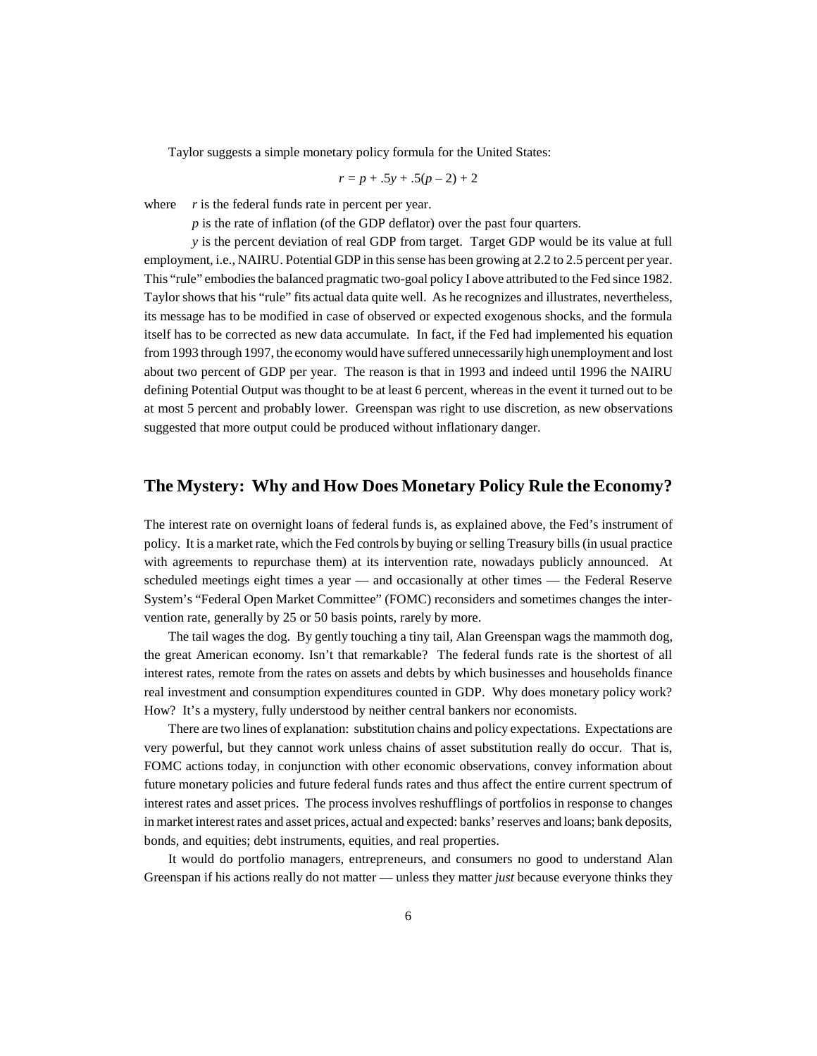Taylor suggests a simple monetary policy formula for the United States:

$$r = p + .5y + .5(p - 2) + 2$$

where $r$ is the federal funds rate in percent per year.

$p$ is the rate of inflation (of the GDP deflator) over the past four quarters.

$y$ is the percent deviation of real GDP from target. Target GDP would be its value at full employment, i.e., NAIRU. Potential GDP in this sense has been growing at 2.2 to 2.5 percent per year. This "rule" embodies the balanced pragmatic two-goal policy I above attributed to the Fed since 1982. Taylor shows that his "rule" fits actual data quite well. As he recognizes and illustrates, nevertheless, its message has to be modified in case of observed or expected exogenous shocks, and the formula itself has to be corrected as new data accumulate. In fact, if the Fed had implemented his equation from 1993 through 1997, the economy would have suffered unnecessarily high unemployment and lost about two percent of GDP per year. The reason is that in 1993 and indeed until 1996 the NAIRU defining Potential Output was thought to be at least 6 percent, whereas in the event it turned out to be at most 5 percent and probably lower. Greenspan was right to use discretion, as new observations suggested that more output could be produced without inflationary danger.

## The Mystery: Why and How Does Monetary Policy Rule the Economy?

The interest rate on overnight loans of federal funds is, as explained above, the Fed's instrument of policy. It is a market rate, which the Fed controls by buying or selling Treasury bills (in usual practice with agreements to repurchase them) at its intervention rate, nowadays publicly announced. At scheduled meetings eight times a year — and occasionally at other times — the Federal Reserve System's "Federal Open Market Committee" (FOMC) reconsiders and sometimes changes the intervention rate, generally by 25 or 50 basis points, rarely by more.

The tail wages the dog. By gently touching a tiny tail, Alan Greenspan wags the mammoth dog, the great American economy. Isn't that remarkable? The federal funds rate is the shortest of all interest rates, remote from the rates on assets and debts by which businesses and households finance real investment and consumption expenditures counted in GDP. Why does monetary policy work? How? It's a mystery, fully understood by neither central bankers nor economists.

There are two lines of explanation: substitution chains and policy expectations. Expectations are very powerful, but they cannot work unless chains of asset substitution really do occur. That is, FOMC actions today, in conjunction with other economic observations, convey information about future monetary policies and future federal funds rates and thus affect the entire current spectrum of interest rates and asset prices. The process involves reshufflings of portfolios in response to changes in market interest rates and asset prices, actual and expected: banks' reserves and loans; bank deposits, bonds, and equities; debt instruments, equities, and real properties.

It would do portfolio managers, entrepreneurs, and consumers no good to understand Alan Greenspan if his actions really do not matter — unless they matter *just* because everyone thinks they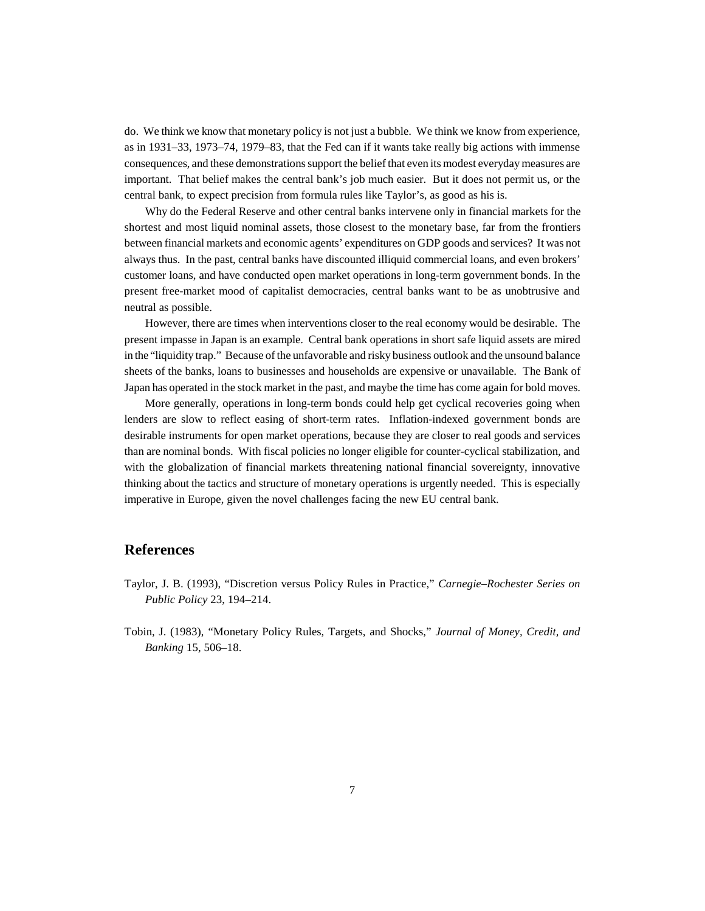do. We think we know that monetary policy is not just a bubble. We think we know from experience, as in 1931–33, 1973–74, 1979–83, that the Fed can if it wants take really big actions with immense consequences, and these demonstrations support the belief that even its modest everyday measures are important. That belief makes the central bank's job much easier. But it does not permit us, or the central bank, to expect precision from formula rules like Taylor's, as good as his is.

Why do the Federal Reserve and other central banks intervene only in financial markets for the shortest and most liquid nominal assets, those closest to the monetary base, far from the frontiers between financial markets and economic agents' expenditures on GDP goods and services? It was not always thus. In the past, central banks have discounted illiquid commercial loans, and even brokers' customer loans, and have conducted open market operations in long-term government bonds. In the present free-market mood of capitalist democracies, central banks want to be as unobtrusive and neutral as possible.

However, there are times when interventions closer to the real economy would be desirable. The present impasse in Japan is an example. Central bank operations in short safe liquid assets are mired in the "liquidity trap." Because of the unfavorable and risky business outlook and the unsound balance sheets of the banks, loans to businesses and households are expensive or unavailable. The Bank of Japan has operated in the stock market in the past, and maybe the time has come again for bold moves.

More generally, operations in long-term bonds could help get cyclical recoveries going when lenders are slow to reflect easing of short-term rates. Inflation-indexed government bonds are desirable instruments for open market operations, because they are closer to real goods and services than are nominal bonds. With fiscal policies no longer eligible for counter-cyclical stabilization, and with the globalization of financial markets threatening national financial sovereignty, innovative thinking about the tactics and structure of monetary operations is urgently needed. This is especially imperative in Europe, given the novel challenges facing the new EU central bank.

## References

Taylor, J. B. (1993), "Discretion versus Policy Rules in Practice," *Carnegie–Rochester Series on Public Policy* 23, 194–214.

Tobin, J. (1983), "Monetary Policy Rules, Targets, and Shocks," *Journal of Money, Credit, and Banking* 15, 506–18.